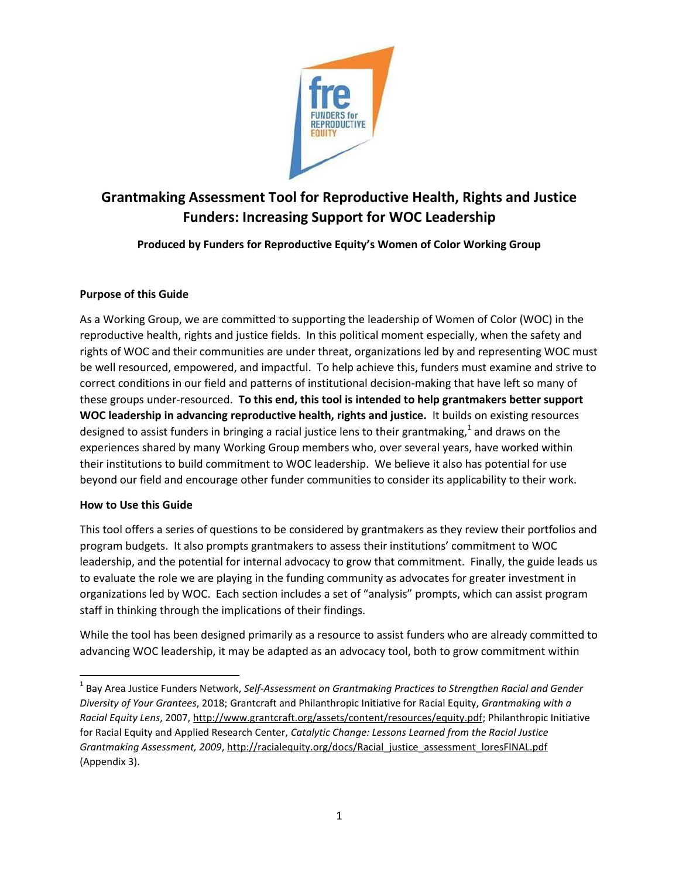# Grantmaking Assessment Tool for Reproductive Health, Rights and Justice Funders: Increasing Support for WOC Leadership

**Produced by Funders for Reproductive Equity's Women of Color Working Group**

## Purpose of this Guide

As a Working Group, we are committed to supporting the leadership of Women of Color (WOC) in the reproductive health, rights and justice fields. In this political moment especially, when the safety and rights of WOC and their communities are under threat, organizations led by and representing WOC must be well resourced, empowered, and impactful. To help achieve this, funders must examine and strive to correct conditions in our field and patterns of institutional decision-making that have left so many of these groups under-resourced. **To this end, this tool is intended to help grantmakers better support WOC leadership in advancing reproductive health, rights and justice.** It builds on existing resources designed to assist funders in bringing a racial justice lens to their grantmaking,[1] and draws on the experiences shared by many Working Group members who, over several years, have worked within their institutions to build commitment to WOC leadership. We believe it also has potential for use beyond our field and encourage other funder communities to consider its applicability to their work.

## How to Use this Guide

This tool offers a series of questions to be considered by grantmakers as they review their portfolios and program budgets. It also prompts grantmakers to assess their institutions' commitment to WOC leadership, and the potential for internal advocacy to grow that commitment. Finally, the guide leads us to evaluate the role we are playing in the funding community as advocates for greater investment in organizations led by WOC. Each section includes a set of "analysis" prompts, which can assist program staff in thinking through the implications of their findings.

While the tool has been designed primarily as a resource to assist funders who are already committed to advancing WOC leadership, it may be adapted as an advocacy tool, both to grow commitment within

[1] Bay Area Justice Funders Network, *Self-Assessment on Grantmaking Practices to Strengthen Racial and Gender Diversity of Your Grantees*, 2018; Grantcraft and Philanthropic Initiative for Racial Equity, *Grantmaking with a Racial Equity Lens*, 2007, http://www.grantcraft.org/assets/content/resources/equity.pdf; Philanthropic Initiative for Racial Equity and Applied Research Center, *Catalytic Change: Lessons Learned from the Racial Justice Grantmaking Assessment, 2009*, http://racialequity.org/docs/Racial_justice_assessment_loresFINAL.pdf (Appendix 3).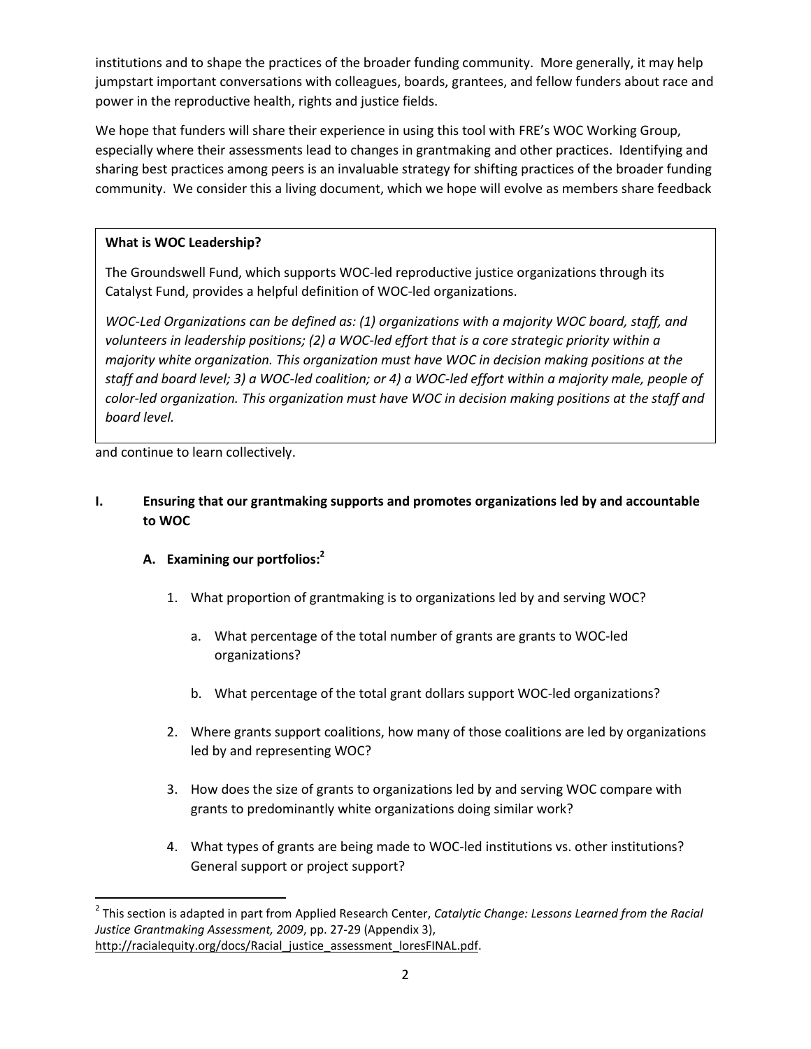institutions and to shape the practices of the broader funding community. More generally, it may help jumpstart important conversations with colleagues, boards, grantees, and fellow funders about race and power in the reproductive health, rights and justice fields.

We hope that funders will share their experience in using this tool with FRE's WOC Working Group, especially where their assessments lead to changes in grantmaking and other practices. Identifying and sharing best practices among peers is an invaluable strategy for shifting practices of the broader funding community. We consider this a living document, which we hope will evolve as members share feedback and continue to learn collectively.

> **What is WOC Leadership?**
>
> The Groundswell Fund, which supports WOC-led reproductive justice organizations through its Catalyst Fund, provides a helpful definition of WOC-led organizations.
>
> *WOC-Led Organizations can be defined as: (1) organizations with a majority WOC board, staff, and volunteers in leadership positions; (2) a WOC-led effort that is a core strategic priority within a majority white organization. This organization must have WOC in decision making positions at the staff and board level; 3) a WOC-led coalition; or 4) a WOC-led effort within a majority male, people of color-led organization. This organization must have WOC in decision making positions at the staff and board level.*

## I. Ensuring that our grantmaking supports and promotes organizations led by and accountable to WOC

### A. Examining our portfolios:[2]

1. What proportion of grantmaking is to organizations led by and serving WOC?

   a. What percentage of the total number of grants are grants to WOC-led organizations?

   b. What percentage of the total grant dollars support WOC-led organizations?

2. Where grants support coalitions, how many of those coalitions are led by organizations led by and representing WOC?

3. How does the size of grants to organizations led by and serving WOC compare with grants to predominantly white organizations doing similar work?

4. What types of grants are being made to WOC-led institutions vs. other institutions? General support or project support?

---

[2] This section is adapted in part from Applied Research Center, *Catalytic Change: Lessons Learned from the Racial Justice Grantmaking Assessment, 2009*, pp. 27-29 (Appendix 3), http://racialequity.org/docs/Racial_justice_assessment_loresFINAL.pdf.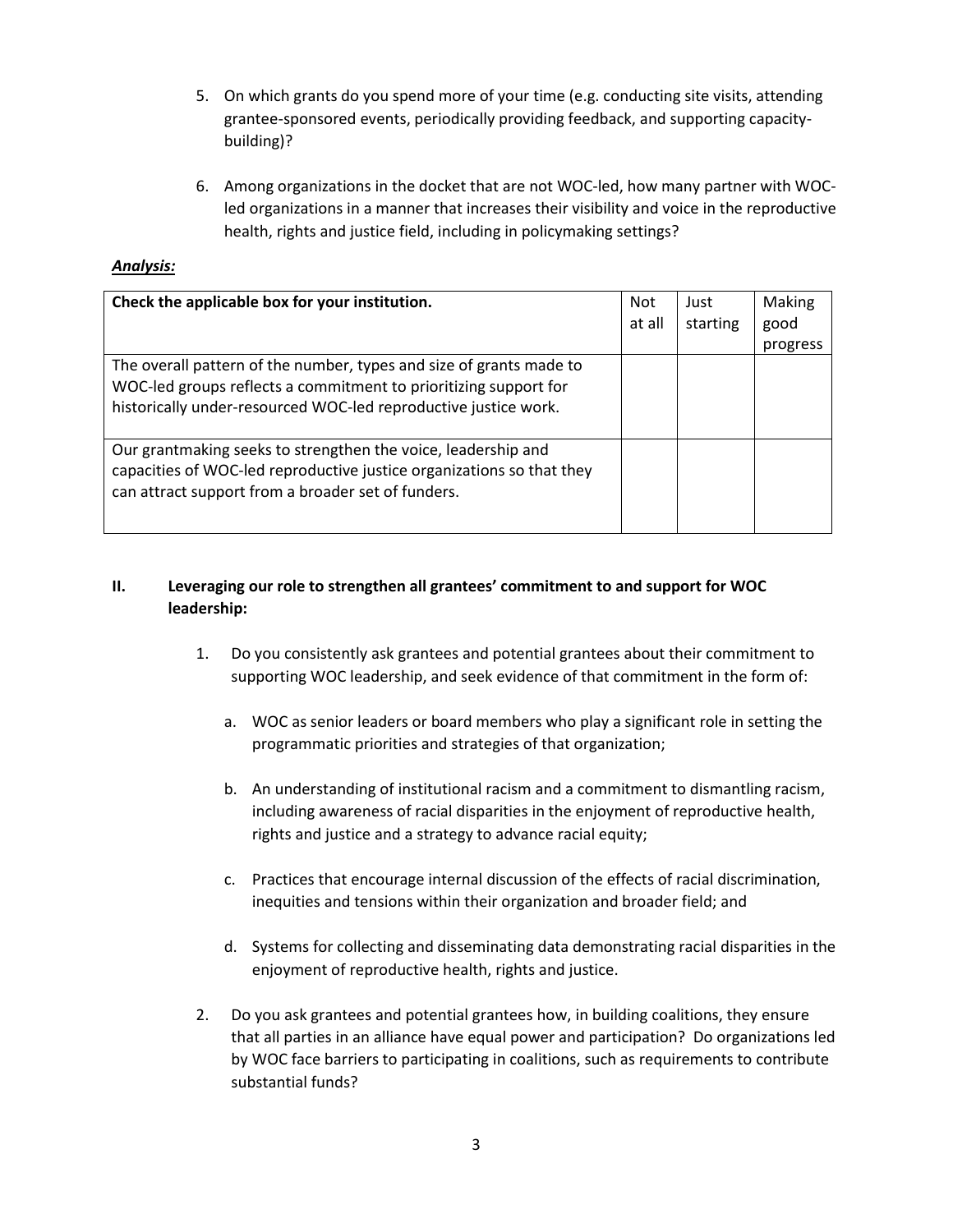5. On which grants do you spend more of your time (e.g. conducting site visits, attending grantee-sponsored events, periodically providing feedback, and supporting capacity-building)?

6. Among organizations in the docket that are not WOC-led, how many partner with WOC-led organizations in a manner that increases their visibility and voice in the reproductive health, rights and justice field, including in policymaking settings?

***Analysis:***

| Check the applicable box for your institution. | Not at all | Just starting | Making good progress |
|---|---|---|---|
| The overall pattern of the number, types and size of grants made to WOC-led groups reflects a commitment to prioritizing support for historically under-resourced WOC-led reproductive justice work. | | | |
| Our grantmaking seeks to strengthen the voice, leadership and capacities of WOC-led reproductive justice organizations so that they can attract support from a broader set of funders. | | | |

## II. Leveraging our role to strengthen all grantees' commitment to and support for WOC leadership:

1. Do you consistently ask grantees and potential grantees about their commitment to supporting WOC leadership, and seek evidence of that commitment in the form of:

   a. WOC as senior leaders or board members who play a significant role in setting the programmatic priorities and strategies of that organization;

   b. An understanding of institutional racism and a commitment to dismantling racism, including awareness of racial disparities in the enjoyment of reproductive health, rights and justice and a strategy to advance racial equity;

   c. Practices that encourage internal discussion of the effects of racial discrimination, inequities and tensions within their organization and broader field; and

   d. Systems for collecting and disseminating data demonstrating racial disparities in the enjoyment of reproductive health, rights and justice.

2. Do you ask grantees and potential grantees how, in building coalitions, they ensure that all parties in an alliance have equal power and participation? Do organizations led by WOC face barriers to participating in coalitions, such as requirements to contribute substantial funds?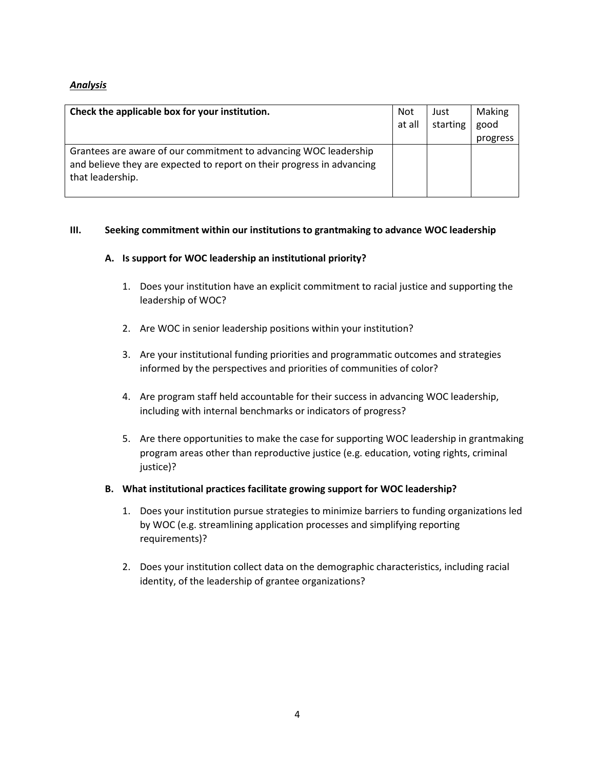***Analysis***

| Check the applicable box for your institution. | Not at all | Just starting | Making good progress |
| --- | --- | --- | --- |
| Grantees are aware of our commitment to advancing WOC leadership and believe they are expected to report on their progress in advancing that leadership. | | | |

## III. Seeking commitment within our institutions to grantmaking to advance WOC leadership

### A. Is support for WOC leadership an institutional priority?

1. Does your institution have an explicit commitment to racial justice and supporting the leadership of WOC?

2. Are WOC in senior leadership positions within your institution?

3. Are your institutional funding priorities and programmatic outcomes and strategies informed by the perspectives and priorities of communities of color?

4. Are program staff held accountable for their success in advancing WOC leadership, including with internal benchmarks or indicators of progress?

5. Are there opportunities to make the case for supporting WOC leadership in grantmaking program areas other than reproductive justice (e.g. education, voting rights, criminal justice)?

### B. What institutional practices facilitate growing support for WOC leadership?

1. Does your institution pursue strategies to minimize barriers to funding organizations led by WOC (e.g. streamlining application processes and simplifying reporting requirements)?

2. Does your institution collect data on the demographic characteristics, including racial identity, of the leadership of grantee organizations?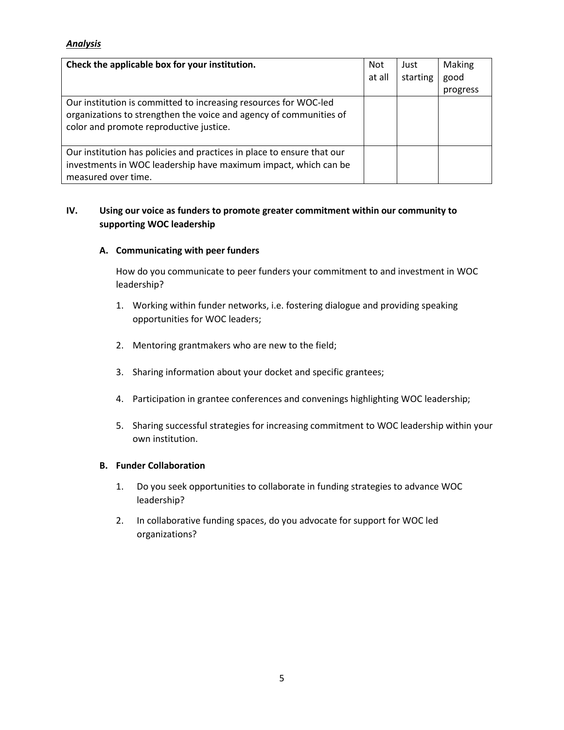***Analysis***

| **Check the applicable box for your institution.** | Not at all | Just starting | Making good progress |
| --- | --- | --- | --- |
| Our institution is committed to increasing resources for WOC-led organizations to strengthen the voice and agency of communities of color and promote reproductive justice. | | | |
| Our institution has policies and practices in place to ensure that our investments in WOC leadership have maximum impact, which can be measured over time. | | | |

## IV. Using our voice as funders to promote greater commitment within our community to supporting WOC leadership

### A. Communicating with peer funders

How do you communicate to peer funders your commitment to and investment in WOC leadership?

1. Working within funder networks, i.e. fostering dialogue and providing speaking opportunities for WOC leaders;
2. Mentoring grantmakers who are new to the field;
3. Sharing information about your docket and specific grantees;
4. Participation in grantee conferences and convenings highlighting WOC leadership;
5. Sharing successful strategies for increasing commitment to WOC leadership within your own institution.

### B. Funder Collaboration

1. Do you seek opportunities to collaborate in funding strategies to advance WOC leadership?
2. In collaborative funding spaces, do you advocate for support for WOC led organizations?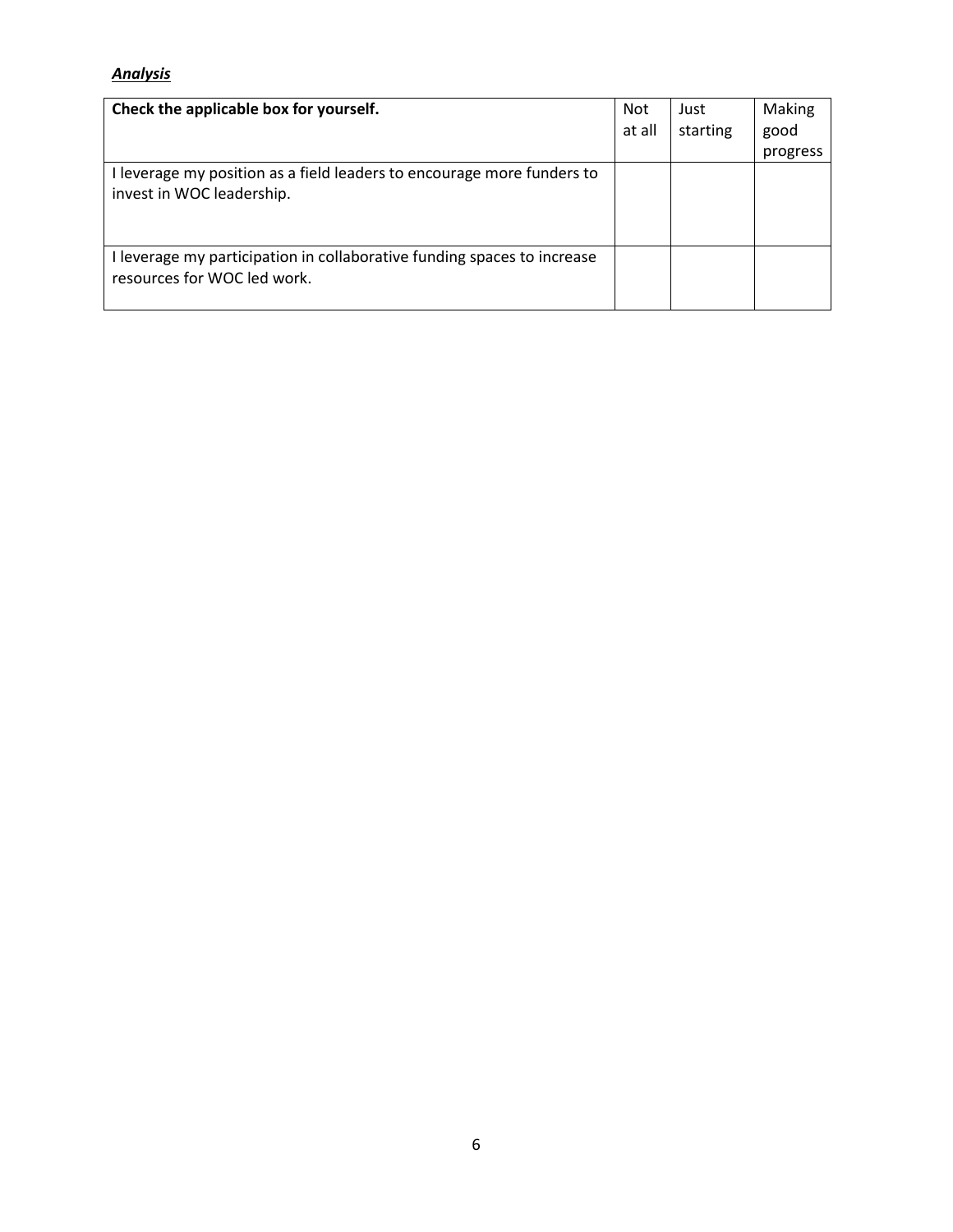***Analysis***

| **Check the applicable box for yourself.** | Not at all | Just starting | Making good progress |
|---|---|---|---|
| I leverage my position as a field leaders to encourage more funders to invest in WOC leadership. | | | |
| I leverage my participation in collaborative funding spaces to increase resources for WOC led work. | | | |